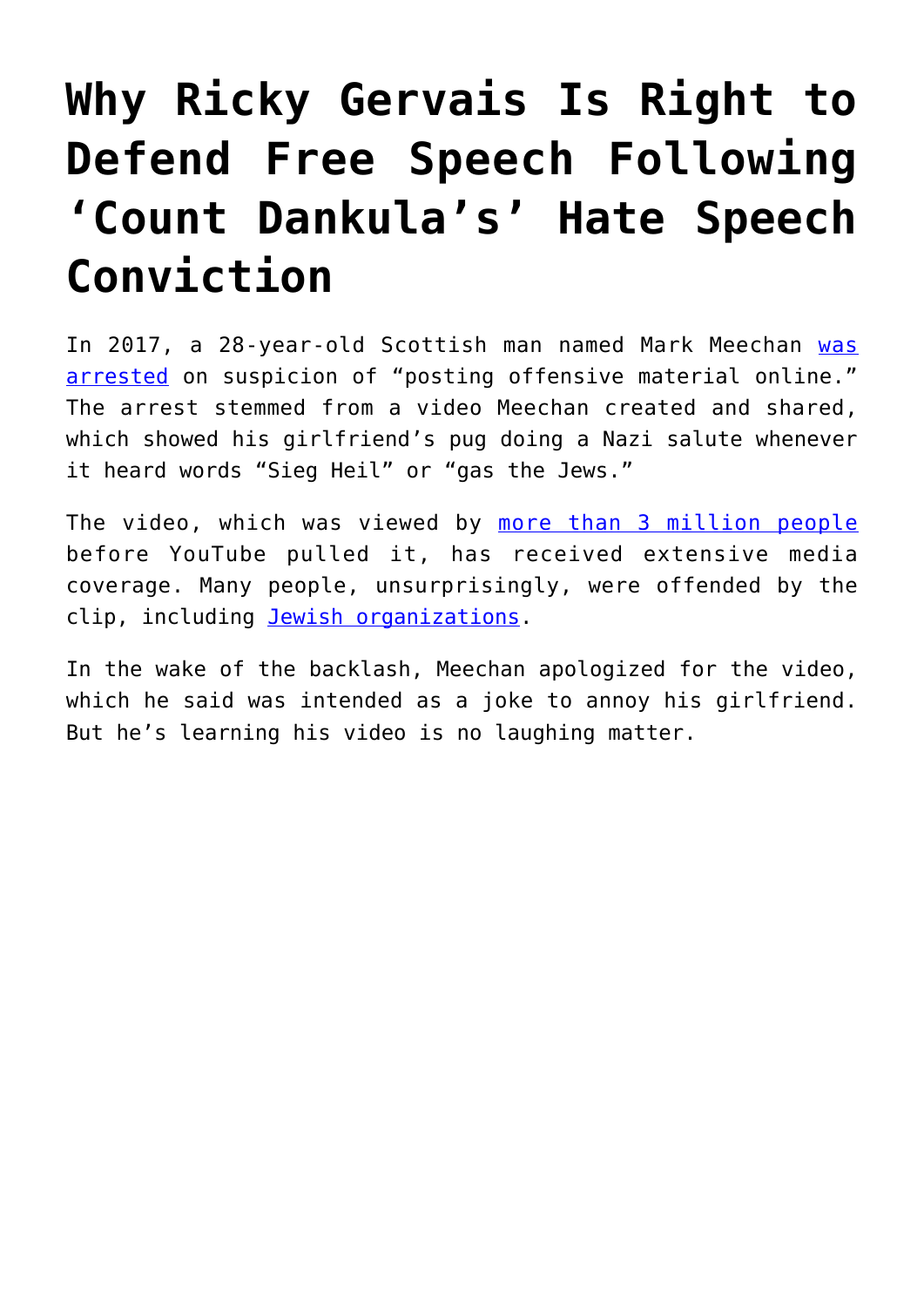# Why Ricky Gervais Is Right to Defend Free Speech Following 'Count Dankula's' Hate Speech Conviction

In 2017, a 28-year-old Scottish man named Mark Meechan was arrested on suspicion of "posting offensive material online." The arrest stemmed from a video Meechan created and shared, which showed his girlfriend's pug doing a Nazi salute whenever it heard words "Sieg Heil" or "gas the Jews."

The video, which was viewed by more than 3 million people before YouTube pulled it, has received extensive media coverage. Many people, unsurprisingly, were offended by the clip, including Jewish organizations.

In the wake of the backlash, Meechan apologized for the video, which he said was intended as a joke to annoy his girlfriend. But he's learning his video is no laughing matter.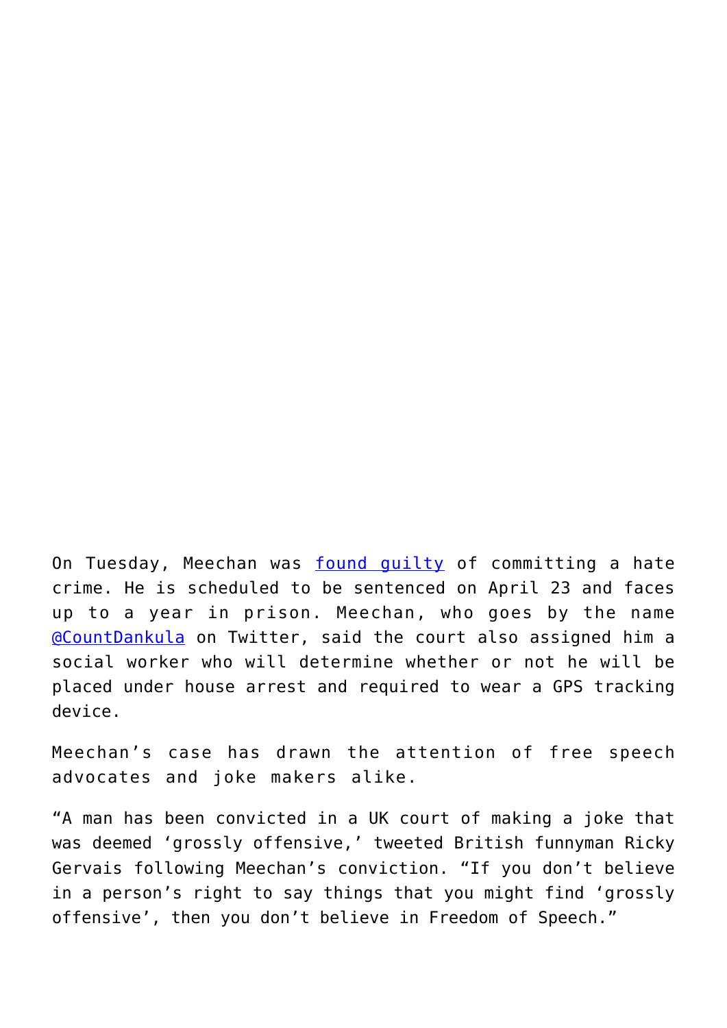On Tuesday, Meechan was found guilty of committing a hate crime. He is scheduled to be sentenced on April 23 and faces up to a year in prison. Meechan, who goes by the name @CountDankula on Twitter, said the court also assigned him a social worker who will determine whether or not he will be placed under house arrest and required to wear a GPS tracking device.

Meechan's case has drawn the attention of free speech advocates and joke makers alike.

"A man has been convicted in a UK court of making a joke that was deemed 'grossly offensive,' tweeted British funnyman Ricky Gervais following Meechan's conviction. "If you don't believe in a person's right to say things that you might find 'grossly offensive', then you don't believe in Freedom of Speech."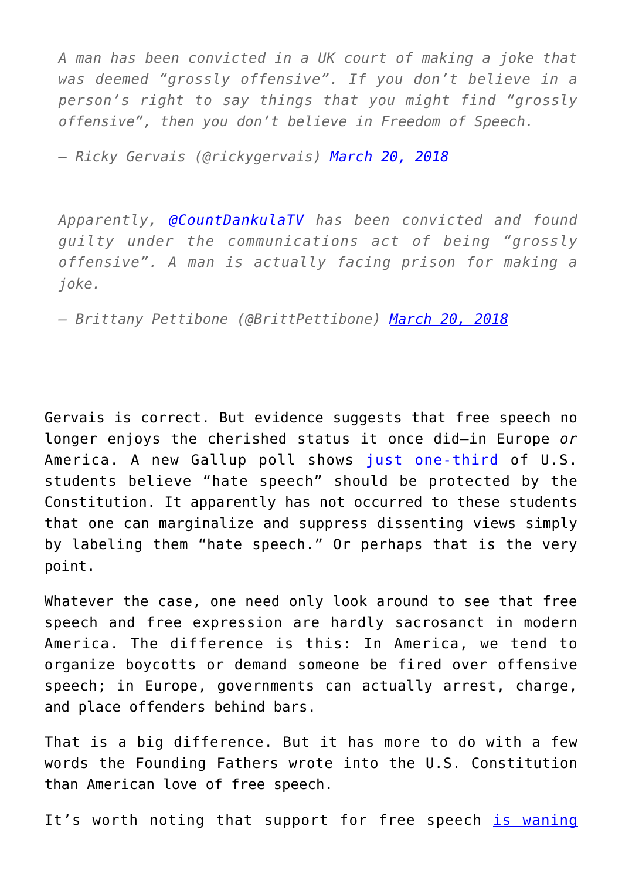> *A man has been convicted in a UK court of making a joke that was deemed "grossly offensive". If you don't believe in a person's right to say things that you might find "grossly offensive", then you don't believe in Freedom of Speech.*
>
> *— Ricky Gervais (@rickygervais) [March 20, 2018]()*

> *Apparently, [@CountDankulaTV]() has been convicted and found guilty under the communications act of being "grossly offensive". A man is actually facing prison for making a joke.*
>
> *— Brittany Pettibone (@BrittPettibone) [March 20, 2018]()*

Gervais is correct. But evidence suggests that free speech no longer enjoys the cherished status it once did—in Europe *or* America. A new Gallup poll shows [just one-third]() of U.S. students believe "hate speech" should be protected by the Constitution. It apparently has not occurred to these students that one can marginalize and suppress dissenting views simply by labeling them "hate speech." Or perhaps that is the very point.

Whatever the case, one need only look around to see that free speech and free expression are hardly sacrosanct in modern America. The difference is this: In America, we tend to organize boycotts or demand someone be fired over offensive speech; in Europe, governments can actually arrest, charge, and place offenders behind bars.

That is a big difference. But it has more to do with a few words the Founding Fathers wrote into the U.S. Constitution than American love of free speech.

It's worth noting that support for free speech [is waning]()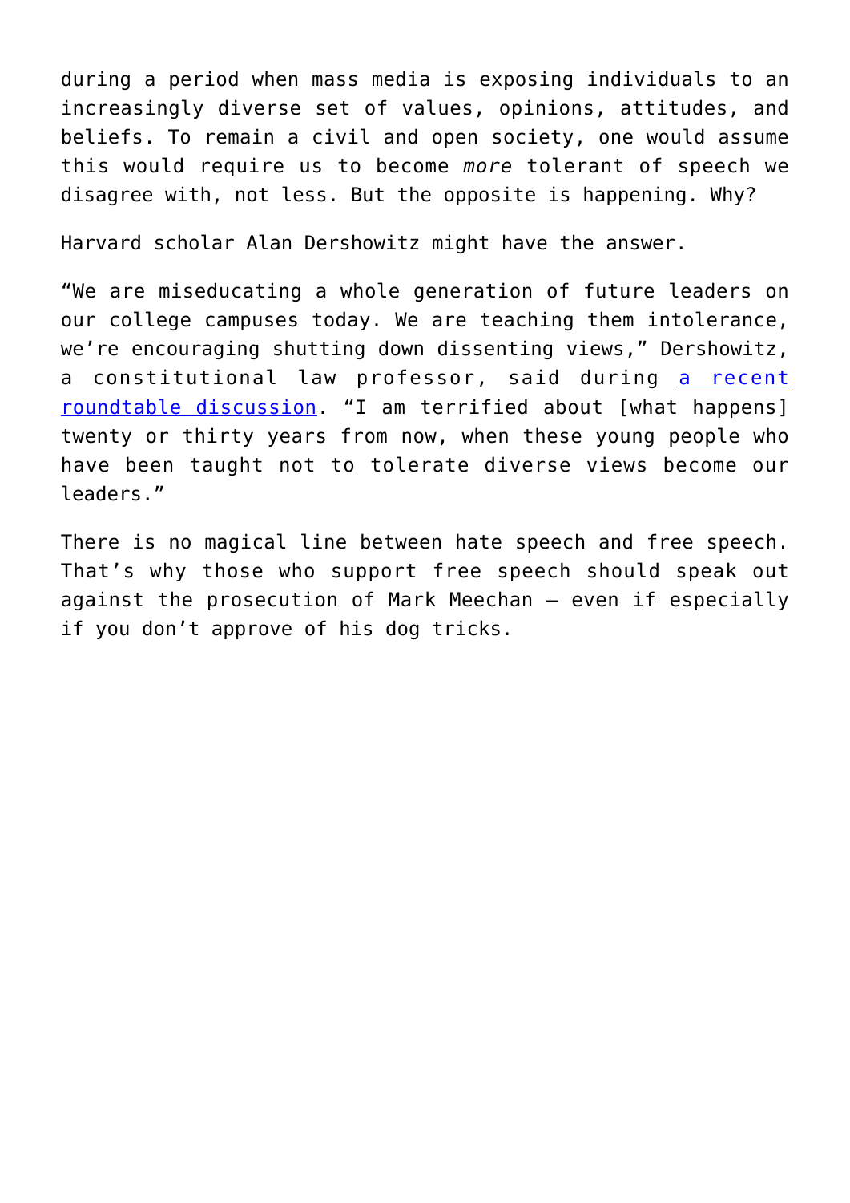during a period when mass media is exposing individuals to an increasingly diverse set of values, opinions, attitudes, and beliefs. To remain a civil and open society, one would assume this would require us to become *more* tolerant of speech we disagree with, not less. But the opposite is happening. Why?

Harvard scholar Alan Dershowitz might have the answer.

"We are miseducating a whole generation of future leaders on our college campuses today. We are teaching them intolerance, we're encouraging shutting down dissenting views," Dershowitz, a constitutional law professor, said during [a recent roundtable discussion](). "I am terrified about [what happens] twenty or thirty years from now, when these young people who have been taught not to tolerate diverse views become our leaders."

There is no magical line between hate speech and free speech. That's why those who support free speech should speak out against the prosecution of Mark Meechan – ~~even if~~ especially if you don't approve of his dog tricks.